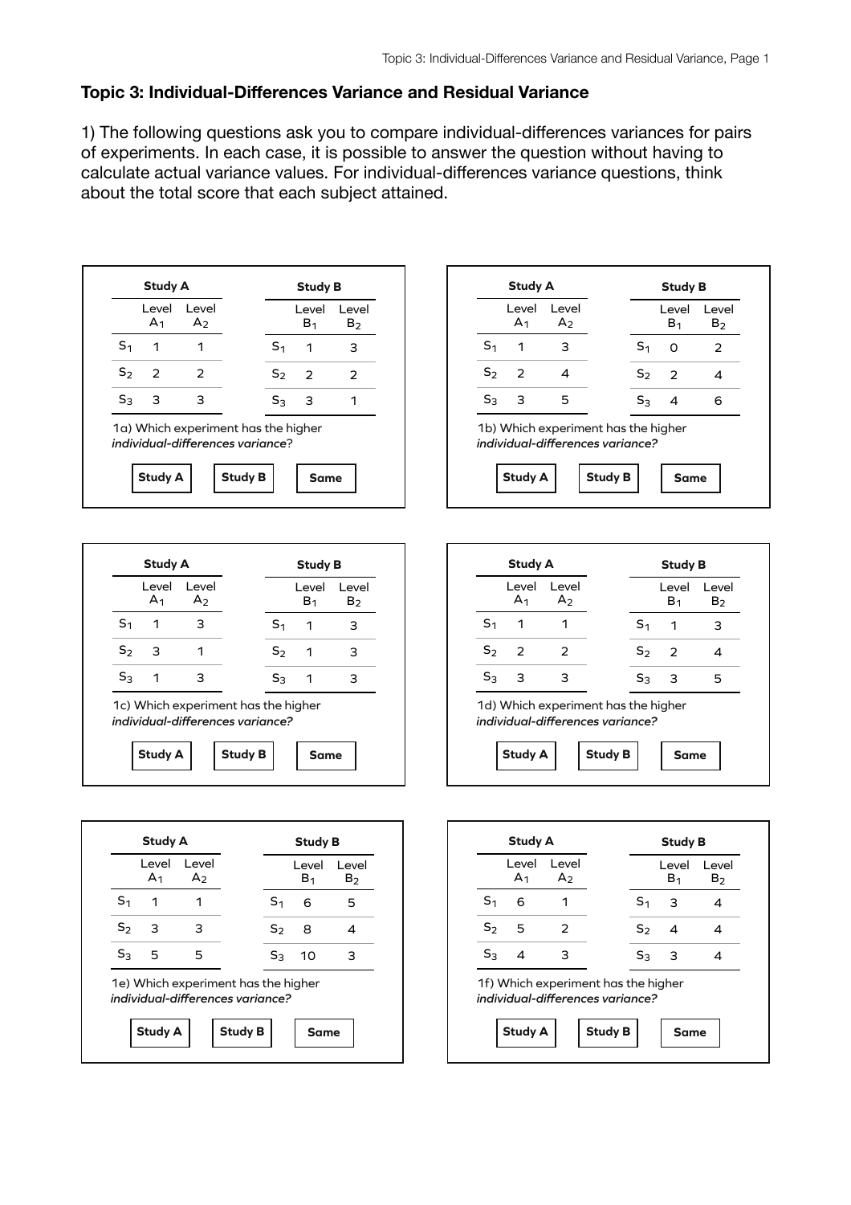## Topic 3: Individual-Differences Variance and Residual Variance

1) The following questions ask you to compare individual-differences variances for pairs of experiments. In each case, it is possible to answer the question without having to calculate actual variance values. For individual-differences variance questions, think about the total score that each subject attained.

**Study A**

| | Level $A_1$ | Level $A_2$ |
|---|---|---|
| $S_1$ | 1 | 1 |
| $S_2$ | 2 | 2 |
| $S_3$ | 3 | 3 |

**Study B**

| | Level $B_1$ | Level $B_2$ |
|---|---|---|
| $S_1$ | 1 | 3 |
| $S_2$ | 2 | 2 |
| $S_3$ | 3 | 1 |

1a) Which experiment has the higher *individual-differences variance*?

**Study A** **Study B** **Same**

**Study A**

| | Level $A_1$ | Level $A_2$ |
|---|---|---|
| $S_1$ | 1 | 3 |
| $S_2$ | 2 | 4 |
| $S_3$ | 3 | 5 |

**Study B**

| | Level $B_1$ | Level $B_2$ |
|---|---|---|
| $S_1$ | 0 | 2 |
| $S_2$ | 2 | 4 |
| $S_3$ | 4 | 6 |

1b) Which experiment has the higher *individual-differences variance?*

**Study A** **Study B** **Same**

**Study A**

| | Level $A_1$ | Level $A_2$ |
|---|---|---|
| $S_1$ | 1 | 3 |
| $S_2$ | 3 | 1 |
| $S_3$ | 1 | 3 |

**Study B**

| | Level $B_1$ | Level $B_2$ |
|---|---|---|
| $S_1$ | 1 | 3 |
| $S_2$ | 1 | 3 |
| $S_3$ | 1 | 3 |

1c) Which experiment has the higher *individual-differences variance?*

**Study A** **Study B** **Same**

**Study A**

| | Level $A_1$ | Level $A_2$ |
|---|---|---|
| $S_1$ | 1 | 1 |
| $S_2$ | 2 | 2 |
| $S_3$ | 3 | 3 |

**Study B**

| | Level $B_1$ | Level $B_2$ |
|---|---|---|
| $S_1$ | 1 | 3 |
| $S_2$ | 2 | 4 |
| $S_3$ | 3 | 5 |

1d) Which experiment has the higher *individual-differences variance?*

**Study A** **Study B** **Same**

**Study A**

| | Level $A_1$ | Level $A_2$ |
|---|---|---|
| $S_1$ | 1 | 1 |
| $S_2$ | 3 | 3 |
| $S_3$ | 5 | 5 |

**Study B**

| | Level $B_1$ | Level $B_2$ |
|---|---|---|
| $S_1$ | 6 | 5 |
| $S_2$ | 8 | 4 |
| $S_3$ | 10 | 3 |

1e) Which experiment has the higher *individual-differences variance?*

**Study A** **Study B** **Same**

**Study A**

| | Level $A_1$ | Level $A_2$ |
|---|---|---|
| $S_1$ | 6 | 1 |
| $S_2$ | 5 | 2 |
| $S_3$ | 4 | 3 |

**Study B**

| | Level $B_1$ | Level $B_2$ |
|---|---|---|
| $S_1$ | 3 | 4 |
| $S_2$ | 4 | 4 |
| $S_3$ | 3 | 4 |

1f) Which experiment has the higher *individual-differences variance?*

**Study A** **Study B** **Same**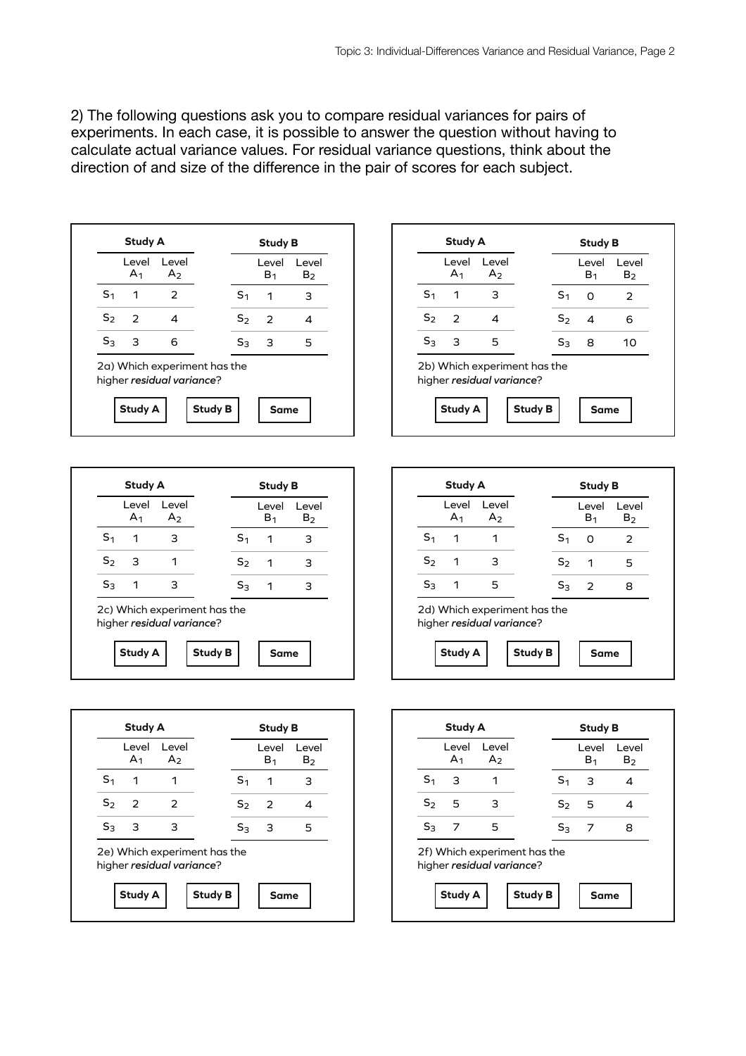2) The following questions ask you to compare residual variances for pairs of experiments. In each case, it is possible to answer the question without having to calculate actual variance values. For residual variance questions, think about the direction of and size of the difference in the pair of scores for each subject.

**Study A**

| | Level $A_1$ | Level $A_2$ |
|---|---|---|
| $S_1$ | 1 | 2 |
| $S_2$ | 2 | 4 |
| $S_3$ | 3 | 6 |

**Study B**

| | Level $B_1$ | Level $B_2$ |
|---|---|---|
| $S_1$ | 1 | 3 |
| $S_2$ | 2 | 4 |
| $S_3$ | 3 | 5 |

2a) Which experiment has the higher *residual variance*?

**Study A** **Study B** **Same**

**Study A**

| | Level $A_1$ | Level $A_2$ |
|---|---|---|
| $S_1$ | 1 | 3 |
| $S_2$ | 2 | 4 |
| $S_3$ | 3 | 5 |

**Study B**

| | Level $B_1$ | Level $B_2$ |
|---|---|---|
| $S_1$ | 0 | 2 |
| $S_2$ | 4 | 6 |
| $S_3$ | 8 | 10 |

2b) Which experiment has the higher *residual variance*?

**Study A** **Study B** **Same**

**Study A**

| | Level $A_1$ | Level $A_2$ |
|---|---|---|
| $S_1$ | 1 | 3 |
| $S_2$ | 3 | 1 |
| $S_3$ | 1 | 3 |

**Study B**

| | Level $B_1$ | Level $B_2$ |
|---|---|---|
| $S_1$ | 1 | 3 |
| $S_2$ | 1 | 3 |
| $S_3$ | 1 | 3 |

2c) Which experiment has the higher *residual variance*?

**Study A** **Study B** **Same**

**Study A**

| | Level $A_1$ | Level $A_2$ |
|---|---|---|
| $S_1$ | 1 | 1 |
| $S_2$ | 1 | 3 |
| $S_3$ | 1 | 5 |

**Study B**

| | Level $B_1$ | Level $B_2$ |
|---|---|---|
| $S_1$ | 0 | 2 |
| $S_2$ | 1 | 5 |
| $S_3$ | 2 | 8 |

2d) Which experiment has the higher *residual variance*?

**Study A** **Study B** **Same**

**Study A**

| | Level $A_1$ | Level $A_2$ |
|---|---|---|
| $S_1$ | 1 | 1 |
| $S_2$ | 2 | 2 |
| $S_3$ | 3 | 3 |

**Study B**

| | Level $B_1$ | Level $B_2$ |
|---|---|---|
| $S_1$ | 1 | 3 |
| $S_2$ | 2 | 4 |
| $S_3$ | 3 | 5 |

2e) Which experiment has the higher *residual variance*?

**Study A** **Study B** **Same**

**Study A**

| | Level $A_1$ | Level $A_2$ |
|---|---|---|
| $S_1$ | 3 | 1 |
| $S_2$ | 5 | 3 |
| $S_3$ | 7 | 5 |

**Study B**

| | Level $B_1$ | Level $B_2$ |
|---|---|---|
| $S_1$ | 3 | 4 |
| $S_2$ | 5 | 4 |
| $S_3$ | 7 | 8 |

2f) Which experiment has the higher *residual variance*?

**Study A** **Study B** **Same**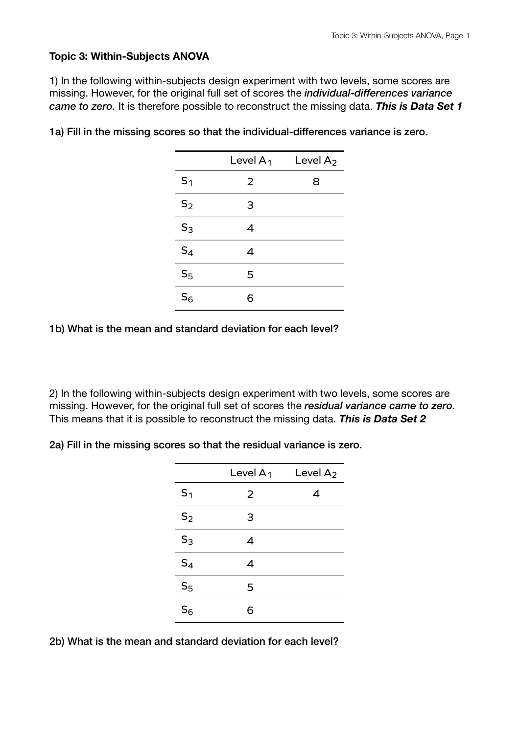### Topic 3: Within-Subjects ANOVA

1) In the following within-subjects design experiment with two levels, some scores are missing. However, for the original full set of scores the ***individual-differences variance came to zero.*** It is therefore possible to reconstruct the missing data. ***This is Data Set 1***

**1a) Fill in the missing scores so that the individual-differences variance is zero.**

| | Level $A_1$ | Level $A_2$ |
|---|---|---|
| $S_1$ | 2 | 8 |
| $S_2$ | 3 | |
| $S_3$ | 4 | |
| $S_4$ | 4 | |
| $S_5$ | 5 | |
| $S_6$ | 6 | |

**1b) What is the mean and standard deviation for each level?**

2) In the following within-subjects design experiment with two levels, some scores are missing. However, for the original full set of scores the ***residual variance came to zero.*** This means that it is possible to reconstruct the missing data. ***This is Data Set 2***

**2a) Fill in the missing scores so that the residual variance is zero.**

| | Level $A_1$ | Level $A_2$ |
|---|---|---|
| $S_1$ | 2 | 4 |
| $S_2$ | 3 | |
| $S_3$ | 4 | |
| $S_4$ | 4 | |
| $S_5$ | 5 | |
| $S_6$ | 6 | |

**2b) What is the mean and standard deviation for each level?**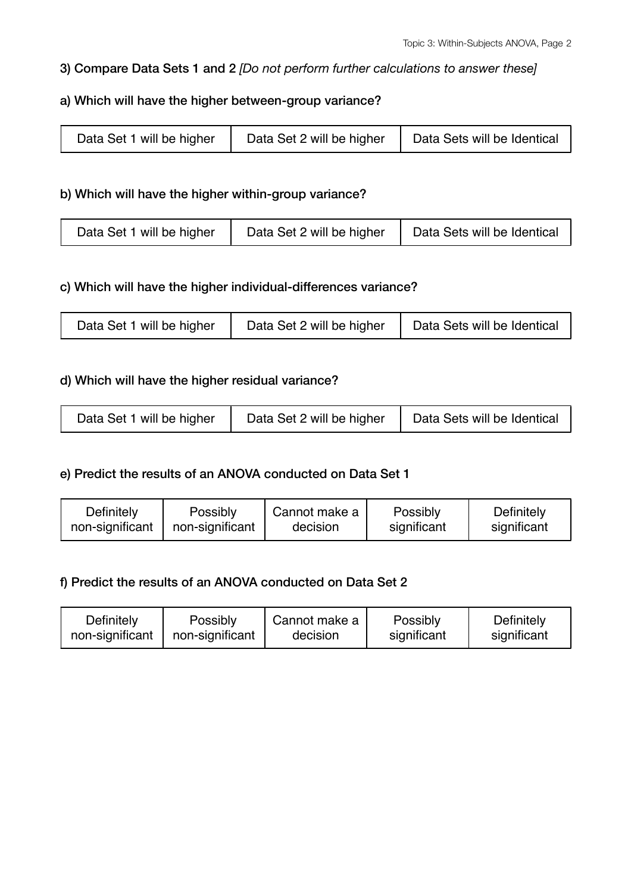### 3) Compare Data Sets 1 and 2 *[Do not perform further calculations to answer these]*

#### a) Which will have the higher between-group variance?

| Data Set 1 will be higher | Data Set 2 will be higher | Data Sets will be Identical |
|---|---|---|

#### b) Which will have the higher within-group variance?

| Data Set 1 will be higher | Data Set 2 will be higher | Data Sets will be Identical |
|---|---|---|

#### c) Which will have the higher individual-differences variance?

| Data Set 1 will be higher | Data Set 2 will be higher | Data Sets will be Identical |
|---|---|---|

#### d) Which will have the higher residual variance?

| Data Set 1 will be higher | Data Set 2 will be higher | Data Sets will be Identical |
|---|---|---|

#### e) Predict the results of an ANOVA conducted on Data Set 1

| Definitely non-significant | Possibly non-significant | Cannot make a decision | Possibly significant | Definitely significant |
|---|---|---|---|---|

#### f) Predict the results of an ANOVA conducted on Data Set 2

| Definitely non-significant | Possibly non-significant | Cannot make a decision | Possibly significant | Definitely significant |
|---|---|---|---|---|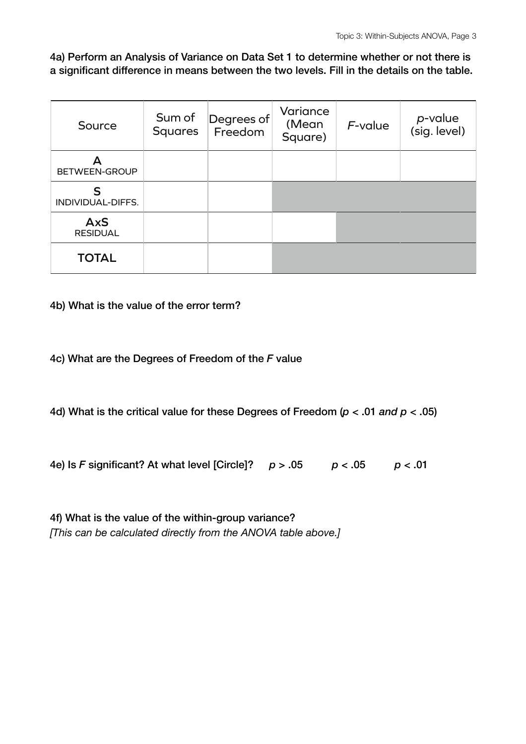4a) Perform an Analysis of Variance on Data Set 1 to determine whether or not there is a significant difference in means between the two levels. Fill in the details on the table.

| Source | Sum of Squares | Degrees of Freedom | Variance (Mean Square) | *F*-value | *p*-value (sig. level) |
|---|---|---|---|---|---|
| **A** BETWEEN-GROUP | | | | | |
| **S** INDIVIDUAL-DIFFS. | | | | | |
| **AxS** RESIDUAL | | | | | |
| **TOTAL** | | | | | |

4b) What is the value of the error term?

4c) What are the Degrees of Freedom of the *F* value

4d) What is the critical value for these Degrees of Freedom ($p < .01$ *and* $p < .05$)

4e) Is *F* significant? At what level [Circle]? $p > .05$ $p < .05$ $p < .01$

4f) What is the value of the within-group variance?
*[This can be calculated directly from the ANOVA table above.]*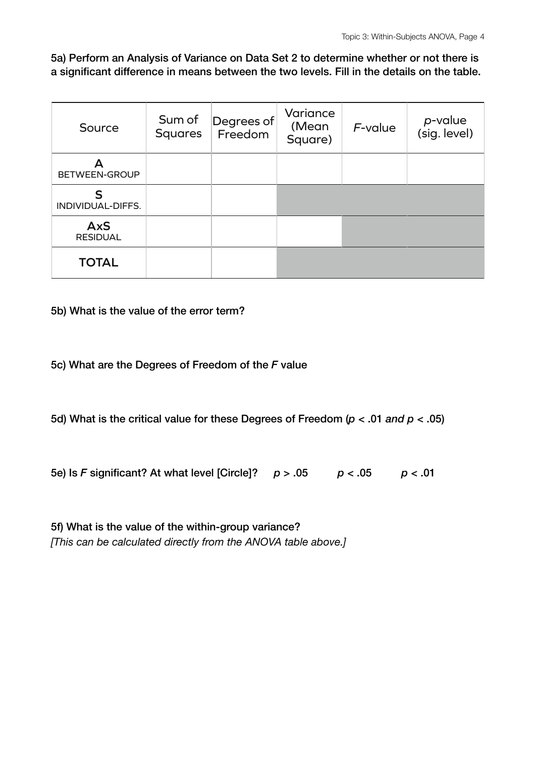**5a) Perform an Analysis of Variance on Data Set 2 to determine whether or not there is a significant difference in means between the two levels. Fill in the details on the table.**

| Source | Sum of Squares | Degrees of Freedom | Variance (Mean Square) | *F*-value | *p*-value (sig. level) |
|---|---|---|---|---|---|
| **A** BETWEEN-GROUP | | | | | |
| **S** INDIVIDUAL-DIFFS. | | | | | |
| **AxS** RESIDUAL | | | | | |
| **TOTAL** | | | | | |

**5b) What is the value of the error term?**

**5c) What are the Degrees of Freedom of the *F* value**

**5d) What is the critical value for these Degrees of Freedom ($p < .01$ *and* $p < .05$)**

**5e) Is *F* significant? At what level [Circle]?** $p > .05$ $p < .05$ $p < .01$

**5f) What is the value of the within-group variance?**
*[This can be calculated directly from the ANOVA table above.]*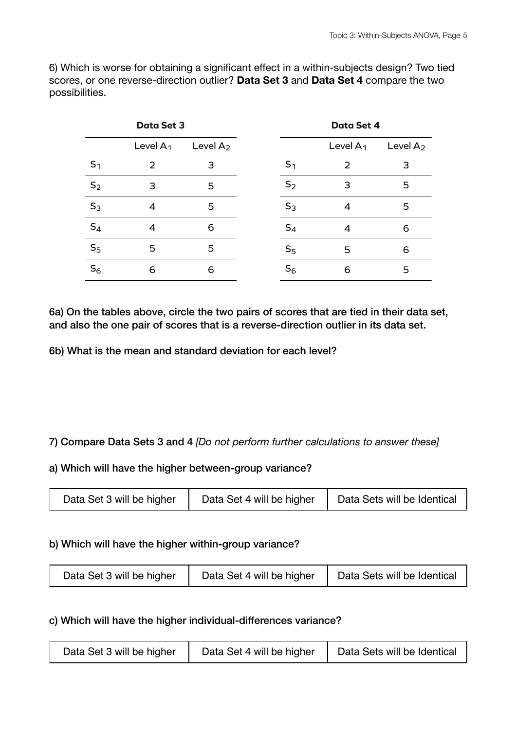6) Which is worse for obtaining a significant effect in a within-subjects design? Two tied scores, or one reverse-direction outlier? **Data Set 3** and **Data Set 4** compare the two possibilities.

**Data Set 3**

| | Level $A_1$ | Level $A_2$ |
|---|---|---|
| $S_1$ | 2 | 3 |
| $S_2$ | 3 | 5 |
| $S_3$ | 4 | 5 |
| $S_4$ | 4 | 6 |
| $S_5$ | 5 | 5 |
| $S_6$ | 6 | 6 |

**Data Set 4**

| | Level $A_1$ | Level $A_2$ |
|---|---|---|
| $S_1$ | 2 | 3 |
| $S_2$ | 3 | 5 |
| $S_3$ | 4 | 5 |
| $S_4$ | 4 | 6 |
| $S_5$ | 5 | 6 |
| $S_6$ | 6 | 5 |

**6a) On the tables above, circle the two pairs of scores that are tied in their data set, and also the one pair of scores that is a reverse-direction outlier in its data set.**

**6b) What is the mean and standard deviation for each level?**

**7) Compare Data Sets 3 and 4** *[Do not perform further calculations to answer these]*

**a) Which will have the higher between-group variance?**

| Data Set 3 will be higher | Data Set 4 will be higher | Data Sets will be Identical |
|---|---|---|

**b) Which will have the higher within-group variance?**

| Data Set 3 will be higher | Data Set 4 will be higher | Data Sets will be Identical |
|---|---|---|

**c) Which will have the higher individual-differences variance?**

| Data Set 3 will be higher | Data Set 4 will be higher | Data Sets will be Identical |
|---|---|---|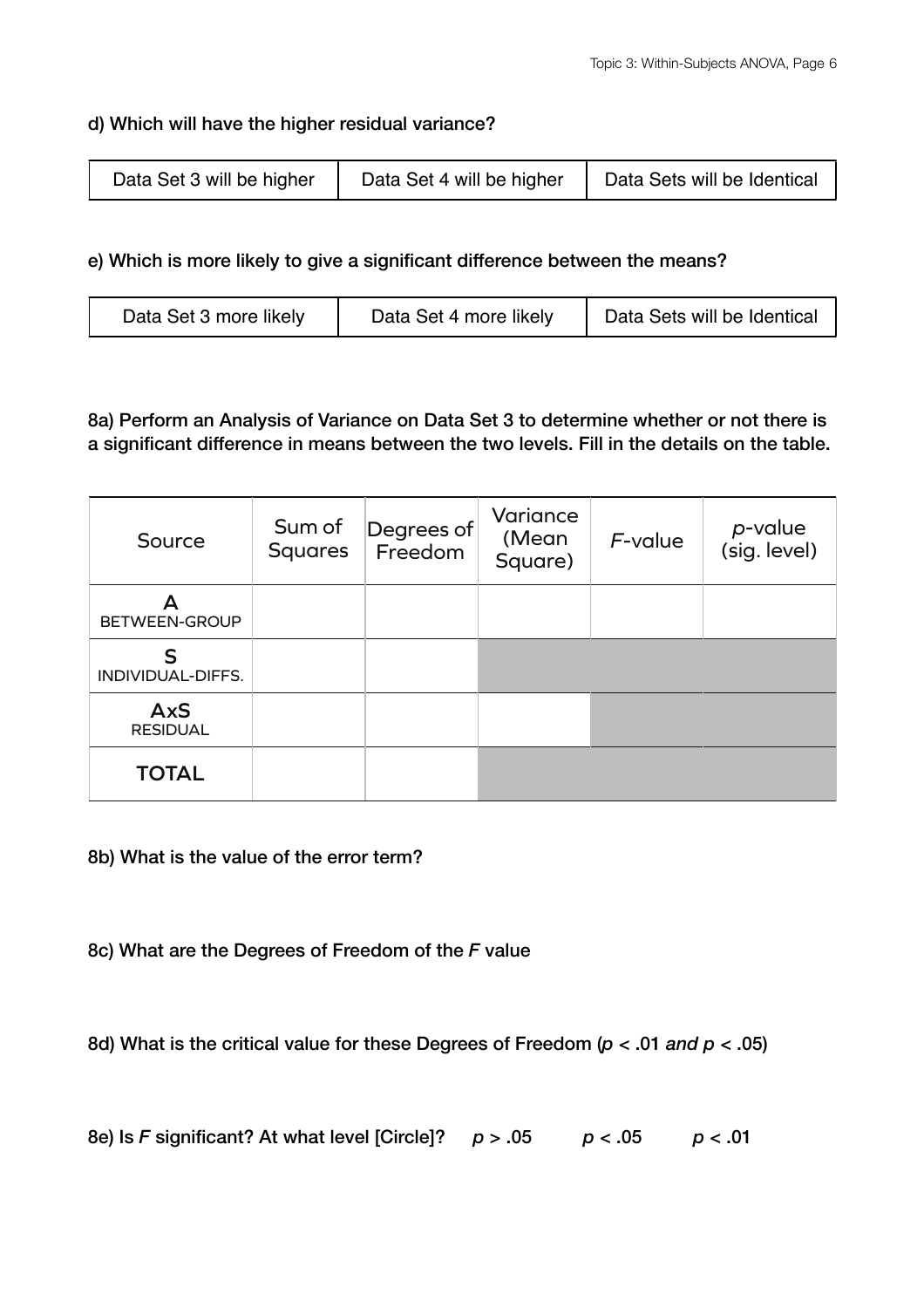**d) Which will have the higher residual variance?**

| Data Set 3 will be higher | Data Set 4 will be higher | Data Sets will be Identical |
|---|---|---|

**e) Which is more likely to give a significant difference between the means?**

| Data Set 3 more likely | Data Set 4 more likely | Data Sets will be Identical |
|---|---|---|

**8a) Perform an Analysis of Variance on Data Set 3 to determine whether or not there is a significant difference in means between the two levels. Fill in the details on the table.**

| Source | Sum of Squares | Degrees of Freedom | Variance (Mean Square) | *F*-value | *p*-value (sig. level) |
|---|---|---|---|---|---|
| **A** BETWEEN-GROUP | | | | | |
| **S** INDIVIDUAL-DIFFS. | | | | | |
| **AxS** RESIDUAL | | | | | |
| **TOTAL** | | | | | |

**8b) What is the value of the error term?**

**8c) What are the Degrees of Freedom of the *F* value**

**8d) What is the critical value for these Degrees of Freedom ($p < .01$ *and* $p < .05$)**

**8e) Is *F* significant? At what level [Circle]?** $p > .05$ $p < .05$ $p < .01$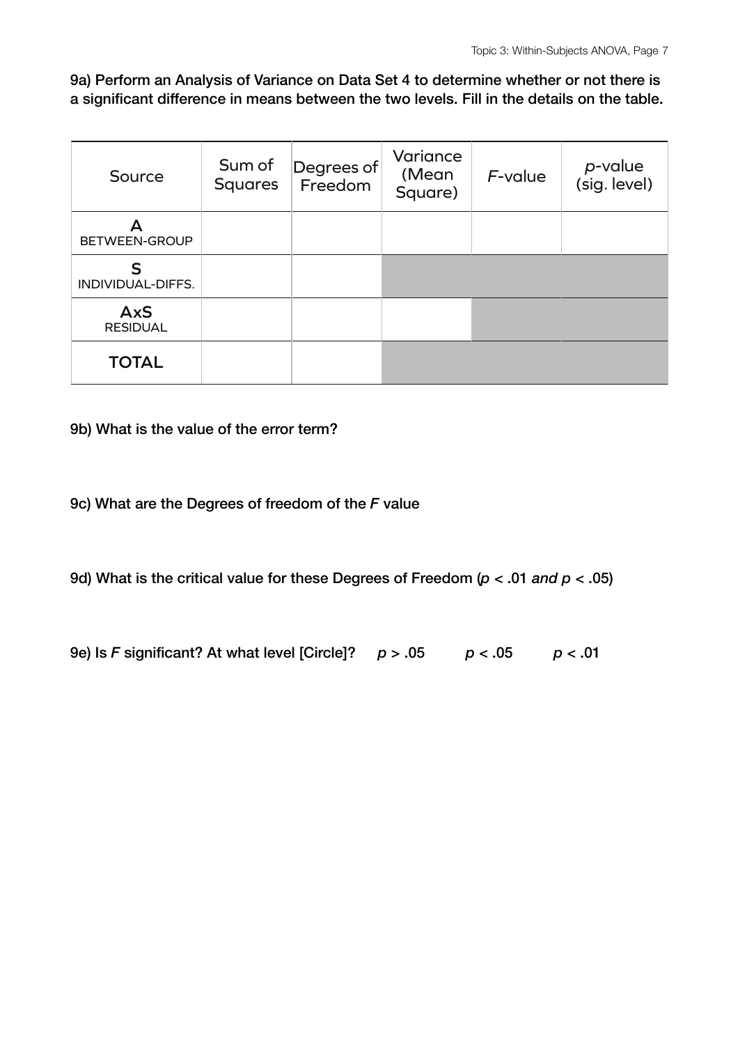**9a) Perform an Analysis of Variance on Data Set 4 to determine whether or not there is a significant difference in means between the two levels. Fill in the details on the table.**

| Source | Sum of Squares | Degrees of Freedom | Variance (Mean Square) | *F*-value | *p*-value (sig. level) |
|---|---|---|---|---|---|
| A<br>BETWEEN-GROUP | | | | | |
| S<br>INDIVIDUAL-DIFFS. | | | | | |
| AxS<br>RESIDUAL | | | | | |
| TOTAL | | | | | |

**9b) What is the value of the error term?**

**9c) What are the Degrees of freedom of the *F* value**

**9d) What is the critical value for these Degrees of Freedom ($p < .01$ *and* $p < .05$)**

**9e) Is *F* significant? At what level [Circle]?** $p > .05$ $p < .05$ $p < .01$